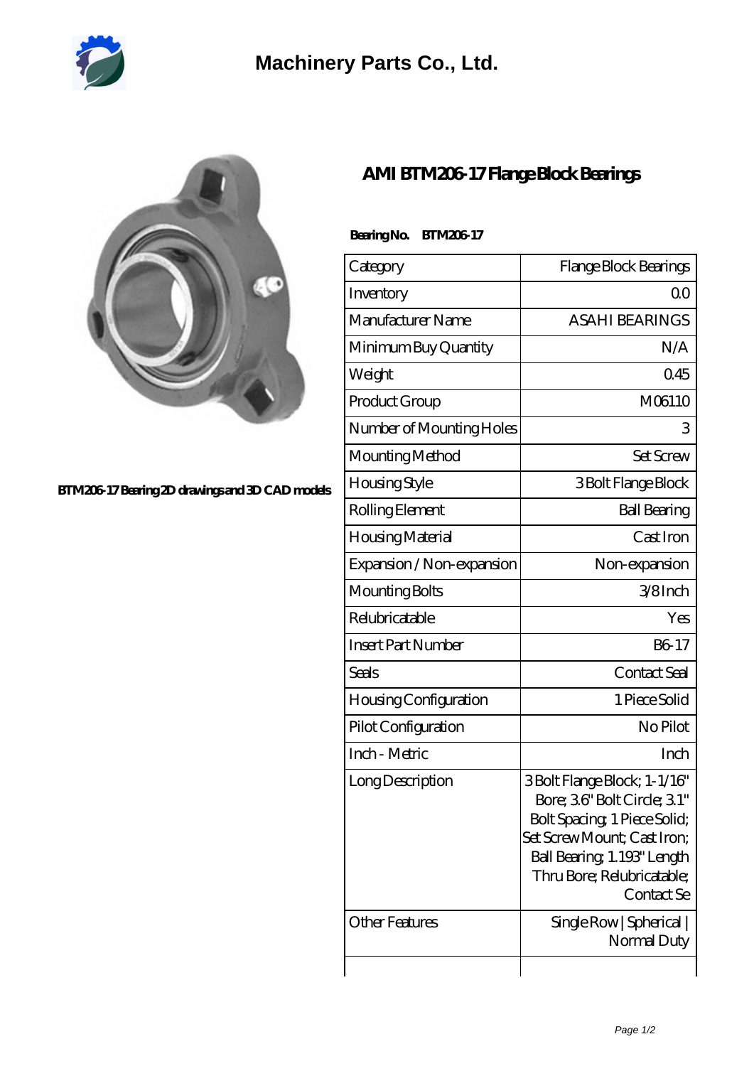Machinery Parts Co., Ltd.

BTM206-17 Bearing 2D drawings and 3D CAD models

# AMI BTM206-17 Flange Block Bearings

**Bearing No. BTM206-17**

| Category | Flange Block Bearings |
|---|---|
| Inventory | 0.0 |
| Manufacturer Name | ASAHI BEARINGS |
| Minimum Buy Quantity | N/A |
| Weight | 0.45 |
| Product Group | M06110 |
| Number of Mounting Holes | 3 |
| Mounting Method | Set Screw |
| Housing Style | 3 Bolt Flange Block |
| Rolling Element | Ball Bearing |
| Housing Material | Cast Iron |
| Expansion / Non-expansion | Non-expansion |
| Mounting Bolts | 3/8 Inch |
| Relubricatable | Yes |
| Insert Part Number | B6-17 |
| Seals | Contact Seal |
| Housing Configuration | 1 Piece Solid |
| Pilot Configuration | No Pilot |
| Inch - Metric | Inch |
| Long Description | 3 Bolt Flange Block; 1-1/16" Bore; 3.6" Bolt Circle; 3.1" Bolt Spacing; 1 Piece Solid; Set Screw Mount; Cast Iron; Ball Bearing; 1.193" Length Thru Bore; Relubricatable; Contact Se |
| Other Features | Single Row \| Spherical \| Normal Duty |
| | |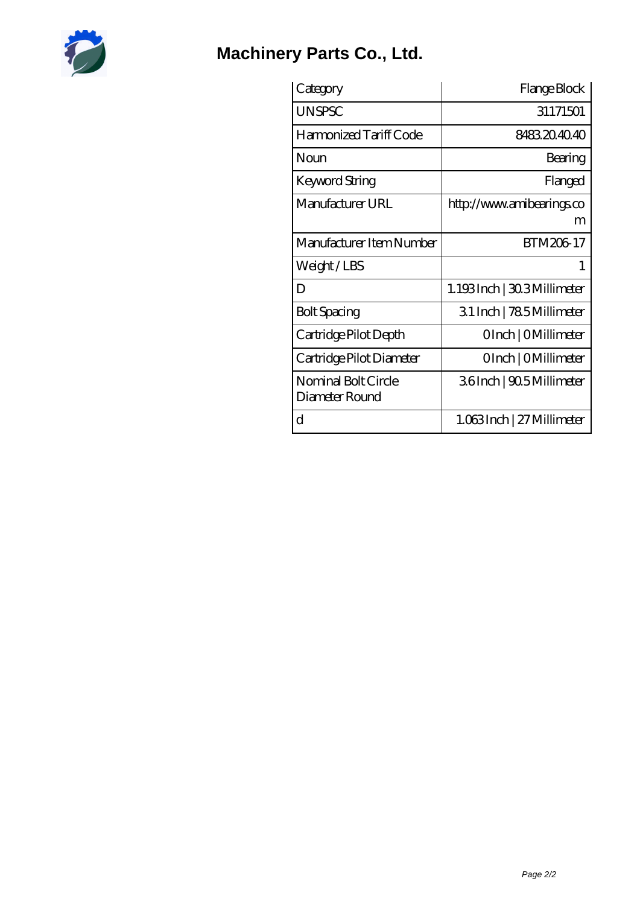# Machinery Parts Co., Ltd.

| | |
|---|---|
| Category | Flange Block |
| UNSPSC | 31171501 |
| Harmonized Tariff Code | 8483.20.40.40 |
| Noun | Bearing |
| Keyword String | Flanged |
| Manufacturer URL | http://www.amibearings.com |
| Manufacturer Item Number | BTM206-17 |
| Weight / LBS | 1 |
| D | 1.193 Inch \| 30.3 Millimeter |
| Bolt Spacing | 3.1 Inch \| 78.5 Millimeter |
| Cartridge Pilot Depth | 0 Inch \| 0 Millimeter |
| Cartridge Pilot Diameter | 0 Inch \| 0 Millimeter |
| Nominal Bolt Circle Diameter Round | 3.6 Inch \| 90.5 Millimeter |
| d | 1.063 Inch \| 27 Millimeter |